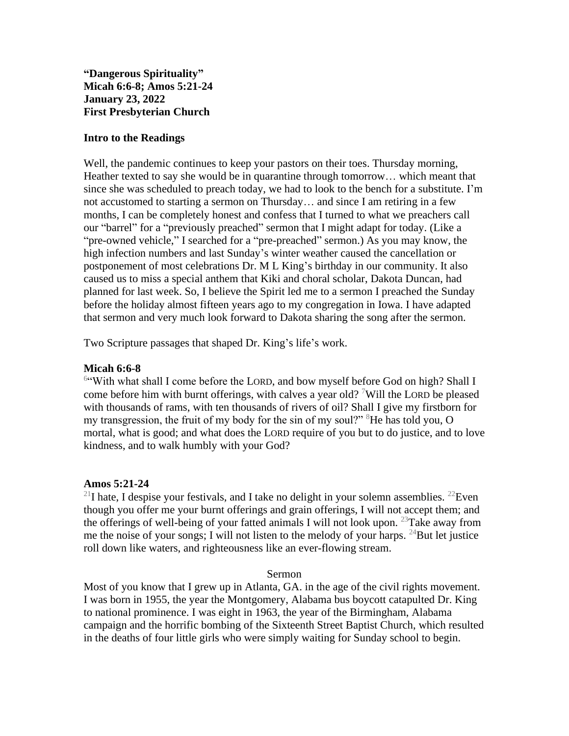**"Dangerous Spirituality"**
**Micah 6:6-8; Amos 5:21-24**
**January 23, 2022**
**First Presbyterian Church**

**Intro to the Readings**

Well, the pandemic continues to keep your pastors on their toes. Thursday morning, Heather texted to say she would be in quarantine through tomorrow… which meant that since she was scheduled to preach today, we had to look to the bench for a substitute. I'm not accustomed to starting a sermon on Thursday… and since I am retiring in a few months, I can be completely honest and confess that I turned to what we preachers call our "barrel" for a "previously preached" sermon that I might adapt for today. (Like a "pre-owned vehicle," I searched for a "pre-preached" sermon.) As you may know, the high infection numbers and last Sunday's winter weather caused the cancellation or postponement of most celebrations Dr. M L King's birthday in our community. It also caused us to miss a special anthem that Kiki and choral scholar, Dakota Duncan, had planned for last week. So, I believe the Spirit led me to a sermon I preached the Sunday before the holiday almost fifteen years ago to my congregation in Iowa. I have adapted that sermon and very much look forward to Dakota sharing the song after the sermon.

Two Scripture passages that shaped Dr. King's life's work.

**Micah 6:6-8**

[6]"With what shall I come before the LORD, and bow myself before God on high? Shall I come before him with burnt offerings, with calves a year old? [7]Will the LORD be pleased with thousands of rams, with ten thousands of rivers of oil? Shall I give my firstborn for my transgression, the fruit of my body for the sin of my soul?" [8]He has told you, O mortal, what is good; and what does the LORD require of you but to do justice, and to love kindness, and to walk humbly with your God?

**Amos 5:21-24**

[21]I hate, I despise your festivals, and I take no delight in your solemn assemblies. [22]Even though you offer me your burnt offerings and grain offerings, I will not accept them; and the offerings of well-being of your fatted animals I will not look upon. [23]Take away from me the noise of your songs; I will not listen to the melody of your harps. [24]But let justice roll down like waters, and righteousness like an ever-flowing stream.

Sermon

Most of you know that I grew up in Atlanta, GA. in the age of the civil rights movement. I was born in 1955, the year the Montgomery, Alabama bus boycott catapulted Dr. King to national prominence. I was eight in 1963, the year of the Birmingham, Alabama campaign and the horrific bombing of the Sixteenth Street Baptist Church, which resulted in the deaths of four little girls who were simply waiting for Sunday school to begin.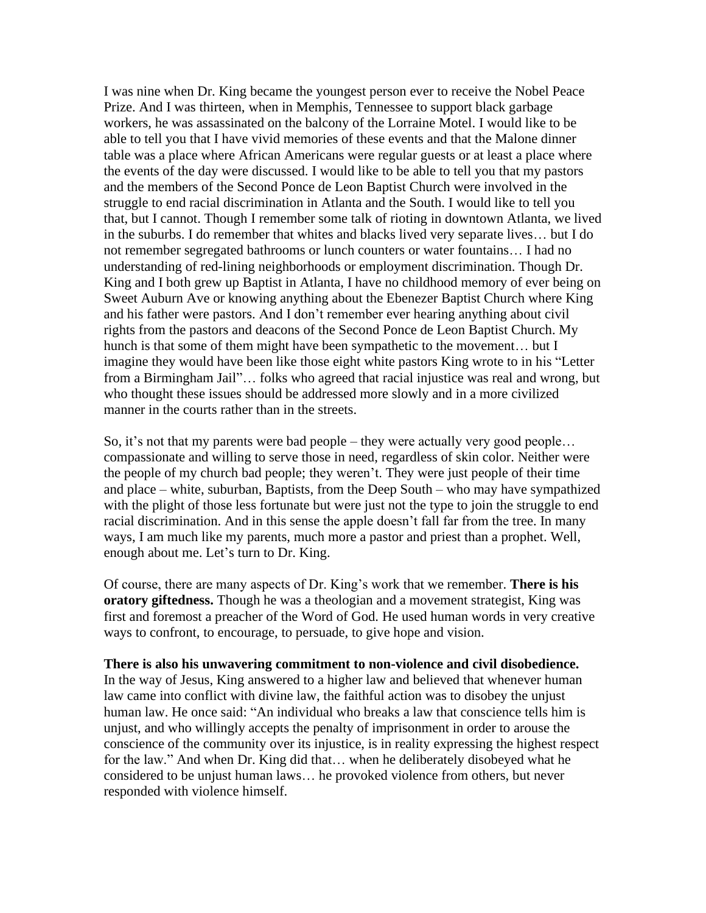I was nine when Dr. King became the youngest person ever to receive the Nobel Peace Prize. And I was thirteen, when in Memphis, Tennessee to support black garbage workers, he was assassinated on the balcony of the Lorraine Motel. I would like to be able to tell you that I have vivid memories of these events and that the Malone dinner table was a place where African Americans were regular guests or at least a place where the events of the day were discussed. I would like to be able to tell you that my pastors and the members of the Second Ponce de Leon Baptist Church were involved in the struggle to end racial discrimination in Atlanta and the South. I would like to tell you that, but I cannot. Though I remember some talk of rioting in downtown Atlanta, we lived in the suburbs. I do remember that whites and blacks lived very separate lives… but I do not remember segregated bathrooms or lunch counters or water fountains… I had no understanding of red-lining neighborhoods or employment discrimination. Though Dr. King and I both grew up Baptist in Atlanta, I have no childhood memory of ever being on Sweet Auburn Ave or knowing anything about the Ebenezer Baptist Church where King and his father were pastors. And I don't remember ever hearing anything about civil rights from the pastors and deacons of the Second Ponce de Leon Baptist Church. My hunch is that some of them might have been sympathetic to the movement… but I imagine they would have been like those eight white pastors King wrote to in his "Letter from a Birmingham Jail"… folks who agreed that racial injustice was real and wrong, but who thought these issues should be addressed more slowly and in a more civilized manner in the courts rather than in the streets.

So, it's not that my parents were bad people – they were actually very good people… compassionate and willing to serve those in need, regardless of skin color. Neither were the people of my church bad people; they weren't. They were just people of their time and place – white, suburban, Baptists, from the Deep South – who may have sympathized with the plight of those less fortunate but were just not the type to join the struggle to end racial discrimination. And in this sense the apple doesn't fall far from the tree. In many ways, I am much like my parents, much more a pastor and priest than a prophet. Well, enough about me. Let's turn to Dr. King.

Of course, there are many aspects of Dr. King's work that we remember. **There is his oratory giftedness.** Though he was a theologian and a movement strategist, King was first and foremost a preacher of the Word of God. He used human words in very creative ways to confront, to encourage, to persuade, to give hope and vision.

**There is also his unwavering commitment to non-violence and civil disobedience.** In the way of Jesus, King answered to a higher law and believed that whenever human law came into conflict with divine law, the faithful action was to disobey the unjust human law. He once said: "An individual who breaks a law that conscience tells him is unjust, and who willingly accepts the penalty of imprisonment in order to arouse the conscience of the community over its injustice, is in reality expressing the highest respect for the law." And when Dr. King did that… when he deliberately disobeyed what he considered to be unjust human laws… he provoked violence from others, but never responded with violence himself.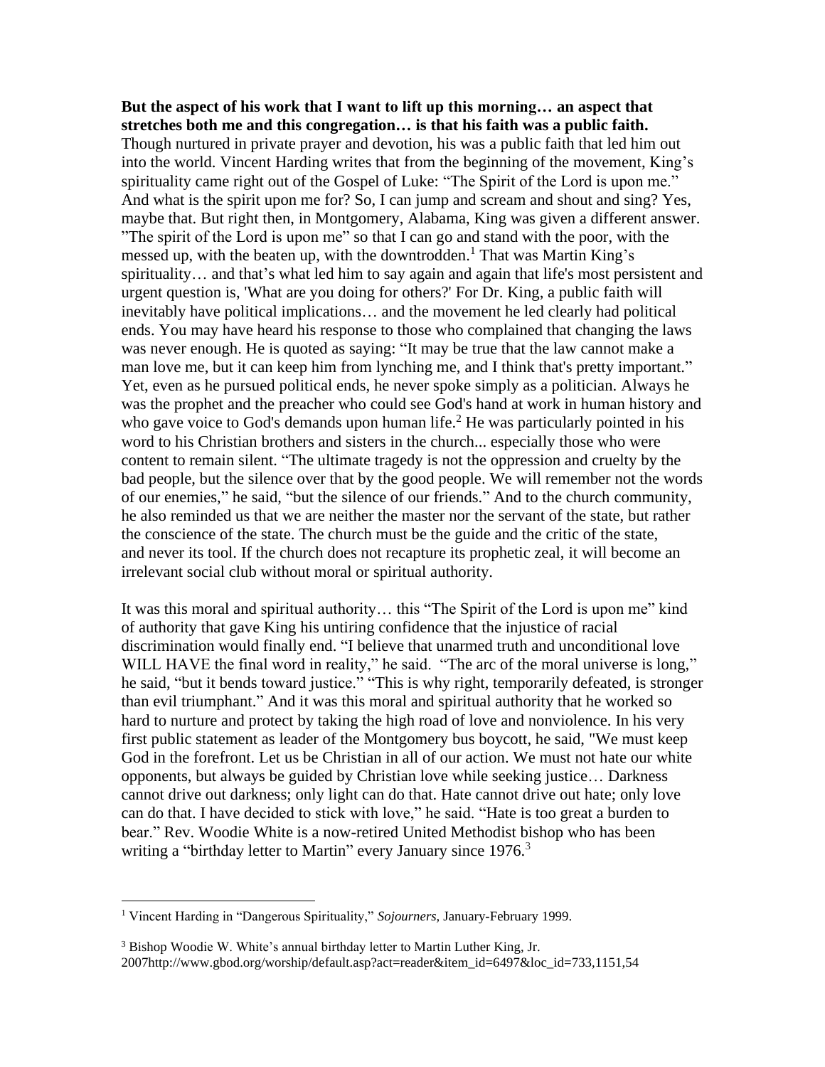**But the aspect of his work that I want to lift up this morning… an aspect that stretches both me and this congregation… is that his faith was a public faith.** Though nurtured in private prayer and devotion, his was a public faith that led him out into the world. Vincent Harding writes that from the beginning of the movement, King's spirituality came right out of the Gospel of Luke: "The Spirit of the Lord is upon me." And what is the spirit upon me for? So, I can jump and scream and shout and sing? Yes, maybe that. But right then, in Montgomery, Alabama, King was given a different answer. "The spirit of the Lord is upon me" so that I can go and stand with the poor, with the messed up, with the beaten up, with the downtrodden.[1] That was Martin King's spirituality… and that's what led him to say again and again that life's most persistent and urgent question is, 'What are you doing for others?' For Dr. King, a public faith will inevitably have political implications… and the movement he led clearly had political ends. You may have heard his response to those who complained that changing the laws was never enough. He is quoted as saying: "It may be true that the law cannot make a man love me, but it can keep him from lynching me, and I think that's pretty important." Yet, even as he pursued political ends, he never spoke simply as a politician. Always he was the prophet and the preacher who could see God's hand at work in human history and who gave voice to God's demands upon human life.[2] He was particularly pointed in his word to his Christian brothers and sisters in the church... especially those who were content to remain silent. "The ultimate tragedy is not the oppression and cruelty by the bad people, but the silence over that by the good people. We will remember not the words of our enemies," he said, "but the silence of our friends." And to the church community, he also reminded us that we are neither the master nor the servant of the state, but rather the conscience of the state. The church must be the guide and the critic of the state, and never its tool. If the church does not recapture its prophetic zeal, it will become an irrelevant social club without moral or spiritual authority.

It was this moral and spiritual authority… this "The Spirit of the Lord is upon me" kind of authority that gave King his untiring confidence that the injustice of racial discrimination would finally end. "I believe that unarmed truth and unconditional love WILL HAVE the final word in reality," he said. "The arc of the moral universe is long," he said, "but it bends toward justice." "This is why right, temporarily defeated, is stronger than evil triumphant." And it was this moral and spiritual authority that he worked so hard to nurture and protect by taking the high road of love and nonviolence. In his very first public statement as leader of the Montgomery bus boycott, he said, "We must keep God in the forefront. Let us be Christian in all of our action. We must not hate our white opponents, but always be guided by Christian love while seeking justice… Darkness cannot drive out darkness; only light can do that. Hate cannot drive out hate; only love can do that. I have decided to stick with love," he said. "Hate is too great a burden to bear." Rev. Woodie White is a now-retired United Methodist bishop who has been writing a "birthday letter to Martin" every January since 1976.[3]

---

[1] Vincent Harding in "Dangerous Spirituality," *Sojourners,* January-February 1999.

[3] Bishop Woodie W. White's annual birthday letter to Martin Luther King, Jr. 2007http://www.gbod.org/worship/default.asp?act=reader&item_id=6497&loc_id=733,1151,54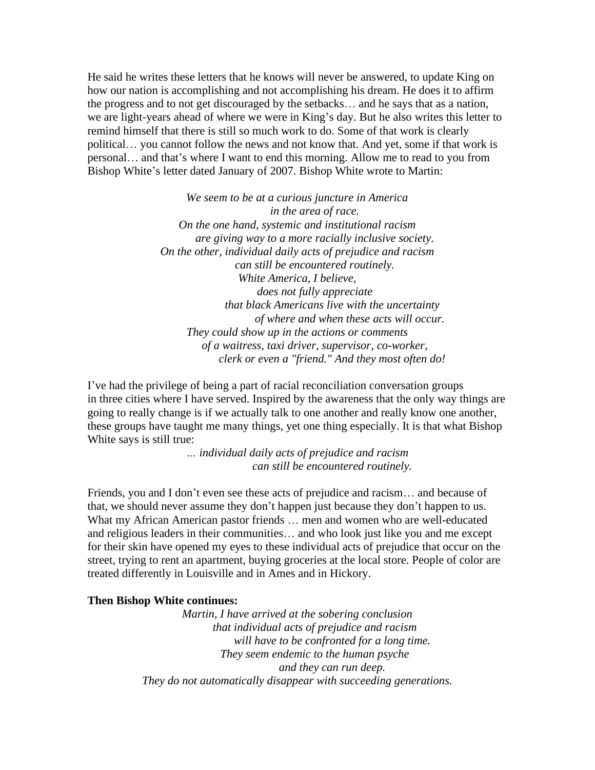He said he writes these letters that he knows will never be answered, to update King on how our nation is accomplishing and not accomplishing his dream. He does it to affirm the progress and to not get discouraged by the setbacks… and he says that as a nation, we are light-years ahead of where we were in King's day. But he also writes this letter to remind himself that there is still so much work to do. Some of that work is clearly political… you cannot follow the news and not know that. And yet, some if that work is personal… and that's where I want to end this morning. Allow me to read to you from Bishop White's letter dated January of 2007. Bishop White wrote to Martin:

> *We seem to be at a curious juncture in America*
> *in the area of race.*
> *On the one hand, systemic and institutional racism*
> *are giving way to a more racially inclusive society.*
> *On the other, individual daily acts of prejudice and racism*
> *can still be encountered routinely.*
> *White America, I believe,*
> *does not fully appreciate*
> *that black Americans live with the uncertainty*
> *of where and when these acts will occur.*
> *They could show up in the actions or comments*
> *of a waitress, taxi driver, supervisor, co-worker,*
> *clerk or even a "friend." And they most often do!*

I've had the privilege of being a part of racial reconciliation conversation groups in three cities where I have served. Inspired by the awareness that the only way things are going to really change is if we actually talk to one another and really know one another, these groups have taught me many things, yet one thing especially. It is that what Bishop White says is still true:

> *… individual daily acts of prejudice and racism*
> *can still be encountered routinely.*

Friends, you and I don't even see these acts of prejudice and racism… and because of that, we should never assume they don't happen just because they don't happen to us. What my African American pastor friends … men and women who are well-educated and religious leaders in their communities… and who look just like you and me except for their skin have opened my eyes to these individual acts of prejudice that occur on the street, trying to rent an apartment, buying groceries at the local store. People of color are treated differently in Louisville and in Ames and in Hickory.

**Then Bishop White continues:**

> *Martin, I have arrived at the sobering conclusion*
> *that individual acts of prejudice and racism*
> *will have to be confronted for a long time.*
> *They seem endemic to the human psyche*
> *and they can run deep.*
> *They do not automatically disappear with succeeding generations.*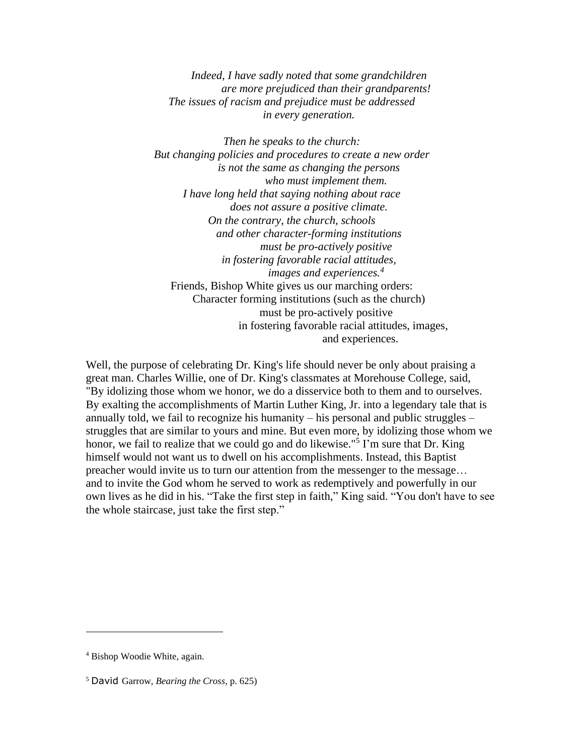*Indeed, I have sadly noted that some grandchildren*
*are more prejudiced than their grandparents!*
*The issues of racism and prejudice must be addressed*
*in every generation.*

*Then he speaks to the church:*
*But changing policies and procedures to create a new order*
*is not the same as changing the persons*
*who must implement them.*
*I have long held that saying nothing about race*
*does not assure a positive climate.*
*On the contrary, the church, schools*
*and other character-forming institutions*
*must be pro-actively positive*
*in fostering favorable racial attitudes,*
*images and experiences.*[4]

Friends, Bishop White gives us our marching orders:
Character forming institutions (such as the church)
must be pro-actively positive
in fostering favorable racial attitudes, images,
and experiences.

Well, the purpose of celebrating Dr. King's life should never be only about praising a great man. Charles Willie, one of Dr. King's classmates at Morehouse College, said, "By idolizing those whom we honor, we do a disservice both to them and to ourselves. By exalting the accomplishments of Martin Luther King, Jr. into a legendary tale that is annually told, we fail to recognize his humanity – his personal and public struggles – struggles that are similar to yours and mine. But even more, by idolizing those whom we honor, we fail to realize that we could go and do likewise."[5] I'm sure that Dr. King himself would not want us to dwell on his accomplishments. Instead, this Baptist preacher would invite us to turn our attention from the messenger to the message… and to invite the God whom he served to work as redemptively and powerfully in our own lives as he did in his. "Take the first step in faith," King said. "You don't have to see the whole staircase, just take the first step."

---

[4] Bishop Woodie White, again.

[5] David Garrow, *Bearing the Cross*, p. 625)